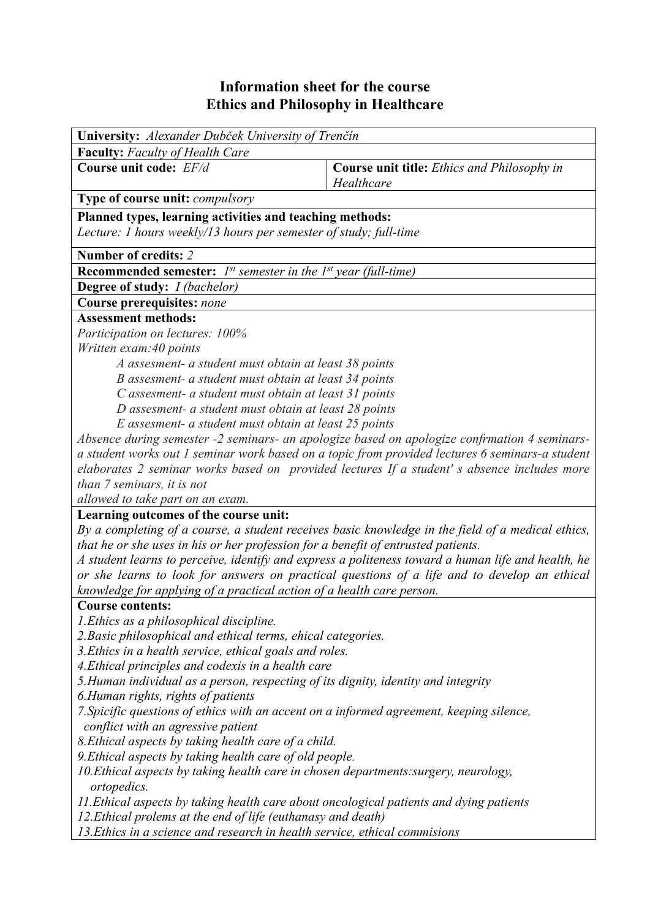# Information sheet for the course
# Ethics and Philosophy in Healthcare

**University:** *Alexander Dubček University of Trenčín*

**Faculty:** *Faculty of Health Care*

| **Course unit code:** *EF/d* | **Course unit title:** *Ethics and Philosophy in Healthcare* |
|---|---|

**Type of course unit:** *compulsory*

**Planned types, learning activities and teaching methods:**
*Lecture: 1 hours weekly/13 hours per semester of study; full-time*

**Number of credits:** *2*

**Recommended semester:** *1st semester in the 1st year (full-time)*

**Degree of study:** *I (bachelor)*

**Course prerequisites:** *none*

**Assessment methods:**
*Participation on lectures: 100%*
*Written exam:40 points*

*A assesment- a student must obtain at least 38 points*
*B assesment- a student must obtain at least 34 points*
*C assesment- a student must obtain at least 31 points*
*D assesment- a student must obtain at least 28 points*
*E assesment- a student must obtain at least 25 points*

*Absence during semester -2 seminars- an apologize based on apologize confrmation 4 seminars- a student works out 1 seminar work based on a topic from provided lectures 6 seminars-a student elaborates 2 seminar works based on provided lectures If a student' s absence includes more than 7 seminars, it is not allowed to take part on an exam.*

**Learning outcomes of the course unit:**
*By a completing of a course, a student receives basic knowledge in the field of a medical ethics, that he or she uses in his or her profession for a benefit of entrusted patients.*
*A student learns to perceive, identify and express a politeness toward a human life and health, he or she learns to look for answers on practical questions of a life and to develop an ethical knowledge for applying of a practical action of a health care person.*

**Course contents:**
*1.Ethics as a philosophical discipline.*
*2.Basic philosophical and ethical terms, ehical categories.*
*3.Ethics in a health service, ethical goals and roles.*
*4.Ethical principles and codexis in a health care*
*5.Human individual as a person, respecting of its dignity, identity and integrity*
*6.Human rights, rights of patients*
*7.Spicific questions of ethics with an accent on a informed agreement, keeping silence, conflict with an agressive patient*
*8.Ethical aspects by taking health care of a child.*
*9.Ethical aspects by taking health care of old people.*
*10.Ethical aspects by taking health care in chosen departments:surgery, neurology, ortopedics.*
*11.Ethical aspects by taking health care about oncological patients and dying patients*
*12.Ethical prolems at the end of life (euthanasy and death)*
*13.Ethics in a science and research in health service, ethical commisions*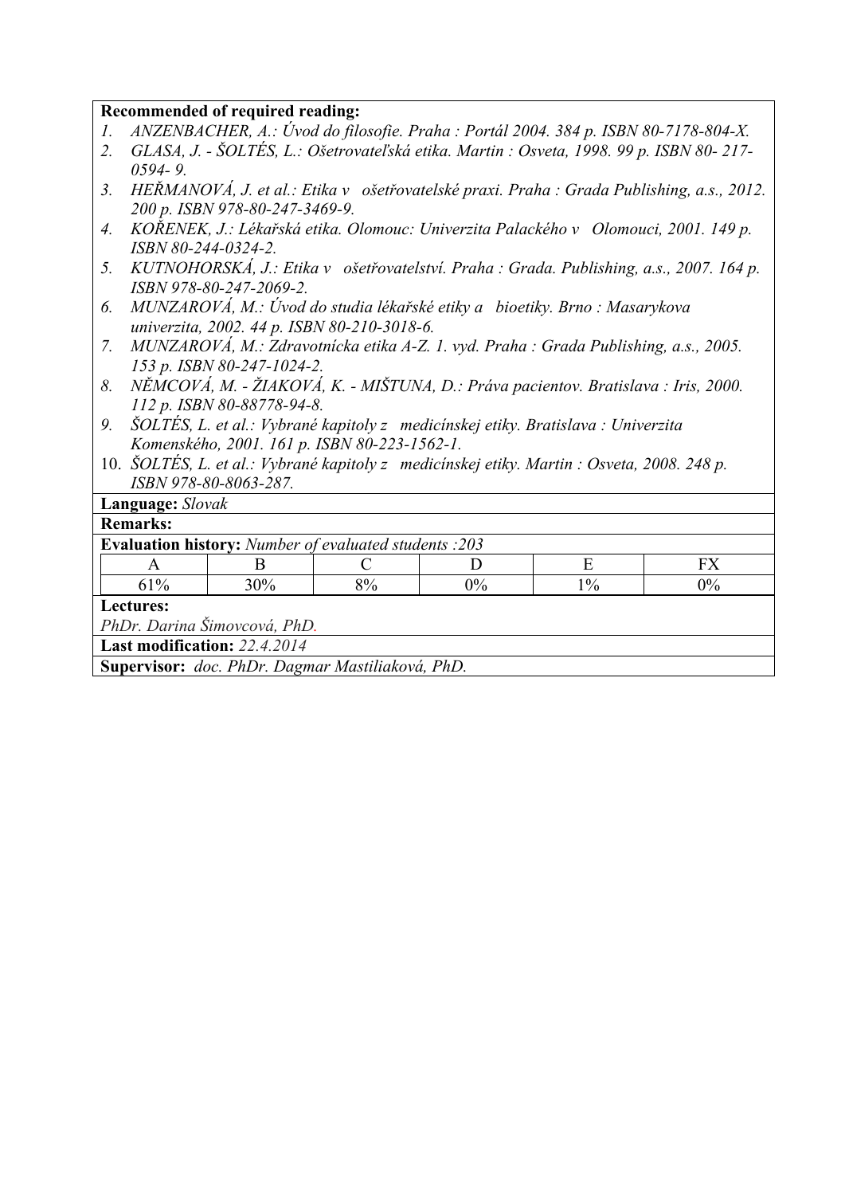**Recommended of required reading:**

1. *ANZENBACHER, A.: Úvod do filosofie. Praha : Portál 2004. 384 p. ISBN 80-7178-804-X.*
2. *GLASA, J. - ŠOLTÉS, L.: Ošetrovateľská etika. Martin : Osveta, 1998. 99 p. ISBN 80- 217-0594- 9.*
3. *HEŘMANOVÁ, J. et al.: Etika v ošetřovatelské praxi. Praha : Grada Publishing, a.s., 2012. 200 p. ISBN 978-80-247-3469-9.*
4. *KOŘENEK, J.: Lékařská etika. Olomouc: Univerzita Palackého v Olomouci, 2001. 149 p. ISBN 80-244-0324-2.*
5. *KUTNOHORSKÁ, J.: Etika v ošetřovatelství. Praha : Grada. Publishing, a.s., 2007. 164 p. ISBN 978-80-247-2069-2.*
6. *MUNZAROVÁ, M.: Úvod do studia lékařské etiky a bioetiky. Brno : Masarykova univerzita, 2002. 44 p. ISBN 80-210-3018-6.*
7. *MUNZAROVÁ, M.: Zdravotnícka etika A-Z. 1. vyd. Praha : Grada Publishing, a.s., 2005. 153 p. ISBN 80-247-1024-2.*
8. *NĚMCOVÁ, M. - ŽIAKOVÁ, K. - MIŠTUNA, D.: Práva pacientov. Bratislava : Iris, 2000. 112 p. ISBN 80-88778-94-8.*
9. *ŠOLTÉS, L. et al.: Vybrané kapitoly z medicínskej etiky. Bratislava : Univerzita Komenského, 2001. 161 p. ISBN 80-223-1562-1.*
10. *ŠOLTÉS, L. et al.: Vybrané kapitoly z medicínskej etiky. Martin : Osveta, 2008. 248 p. ISBN 978-80-8063-287.*

**Language:** *Slovak*

**Remarks:**

**Evaluation history:** *Number of evaluated students :203*

| A | B | C | D | E | FX |
|---|---|---|---|---|---|
| 61% | 30% | 8% | 0% | 1% | 0% |

**Lectures:**

*PhDr. Darina Šimovcová, PhD.*

**Last modification:** *22.4.2014*

**Supervisor:** *doc. PhDr. Dagmar Mastiliaková, PhD.*